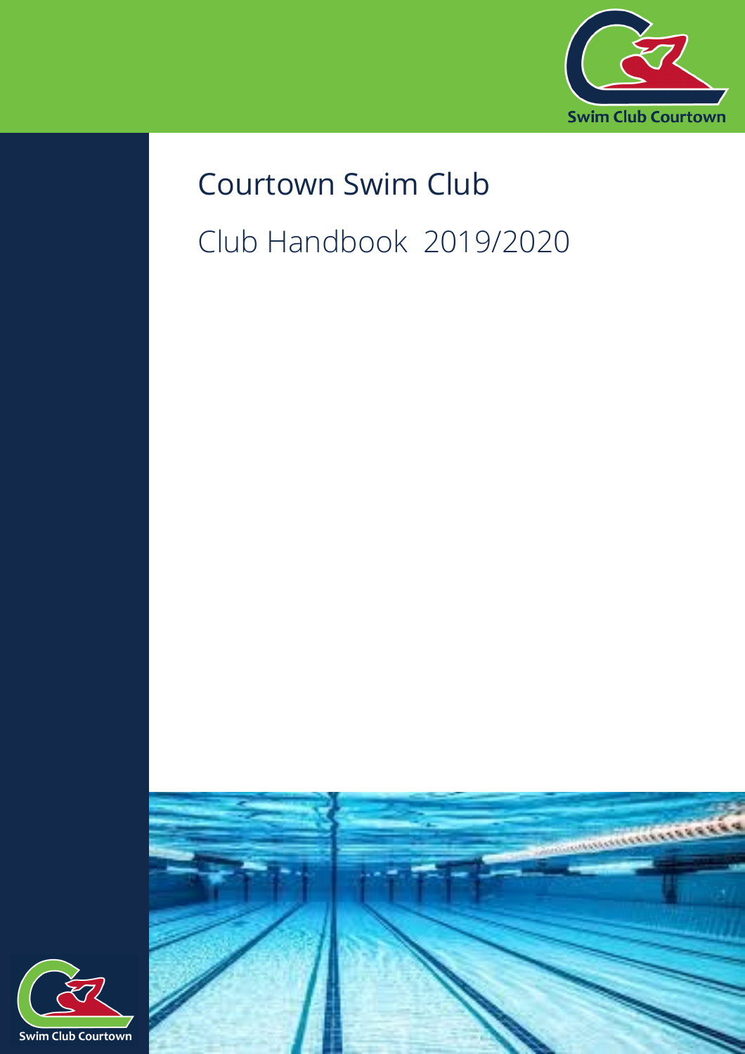Swim Club Courtown

# Courtown Swim Club

## Club Handbook 2019/2020

Swim Club Courtown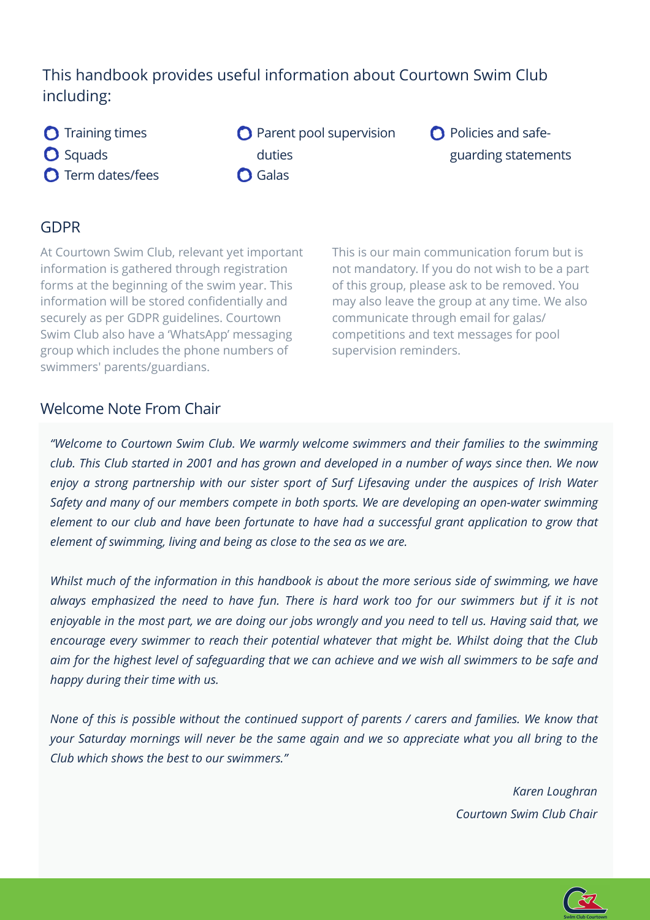This handbook provides useful information about Courtown Swim Club including:

- Training times
- Squads
- Term dates/fees
- Parent pool supervision duties
- Galas
- Policies and safe-guarding statements

## GDPR

At Courtown Swim Club, relevant yet important information is gathered through registration forms at the beginning of the swim year. This information will be stored confidentially and securely as per GDPR guidelines. Courtown Swim Club also have a 'WhatsApp' messaging group which includes the phone numbers of swimmers' parents/guardians. This is our main communication forum but is not mandatory. If you do not wish to be a part of this group, please ask to be removed. You may also leave the group at any time. We also communicate through email for galas/ competitions and text messages for pool supervision reminders.

## Welcome Note From Chair

*"Welcome to Courtown Swim Club. We warmly welcome swimmers and their families to the swimming club. This Club started in 2001 and has grown and developed in a number of ways since then. We now enjoy a strong partnership with our sister sport of Surf Lifesaving under the auspices of Irish Water Safety and many of our members compete in both sports. We are developing an open-water swimming element to our club and have been fortunate to have had a successful grant application to grow that element of swimming, living and being as close to the sea as we are.*

*Whilst much of the information in this handbook is about the more serious side of swimming, we have always emphasized the need to have fun. There is hard work too for our swimmers but if it is not enjoyable in the most part, we are doing our jobs wrongly and you need to tell us. Having said that, we encourage every swimmer to reach their potential whatever that might be. Whilst doing that the Club aim for the highest level of safeguarding that we can achieve and we wish all swimmers to be safe and happy during their time with us.*

*None of this is possible without the continued support of parents / carers and families. We know that your Saturday mornings will never be the same again and we so appreciate what you all bring to the Club which shows the best to our swimmers."*

*Karen Loughran*
*Courtown Swim Club Chair*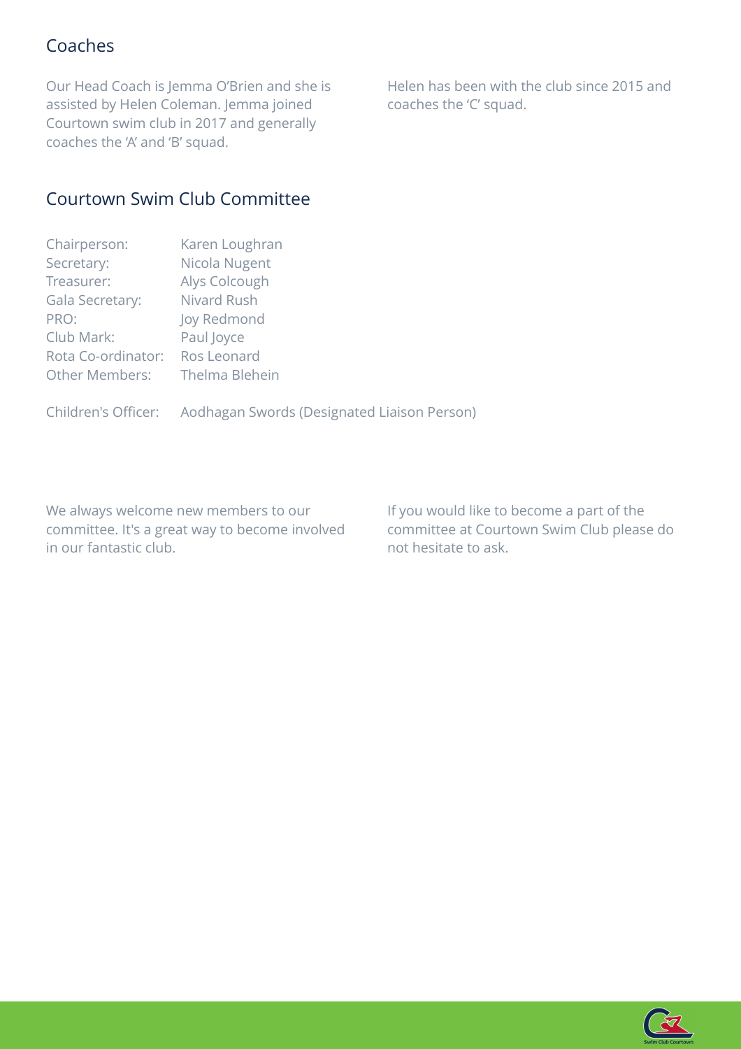## Coaches

Our Head Coach is Jemma O'Brien and she is assisted by Helen Coleman. Jemma joined Courtown swim club in 2017 and generally coaches the 'A' and 'B' squad.

Helen has been with the club since 2015 and coaches the 'C' squad.

## Courtown Swim Club Committee

| | |
|---|---|
| Chairperson: | Karen Loughran |
| Secretary: | Nicola Nugent |
| Treasurer: | Alys Colcough |
| Gala Secretary: | Nivard Rush |
| PRO: | Joy Redmond |
| Club Mark: | Paul Joyce |
| Rota Co-ordinator: | Ros Leonard |
| Other Members: | Thelma Blehein |

Children's Officer: Aodhagan Swords (Designated Liaison Person)

We always welcome new members to our committee. It's a great way to become involved in our fantastic club.

If you would like to become a part of the committee at Courtown Swim Club please do not hesitate to ask.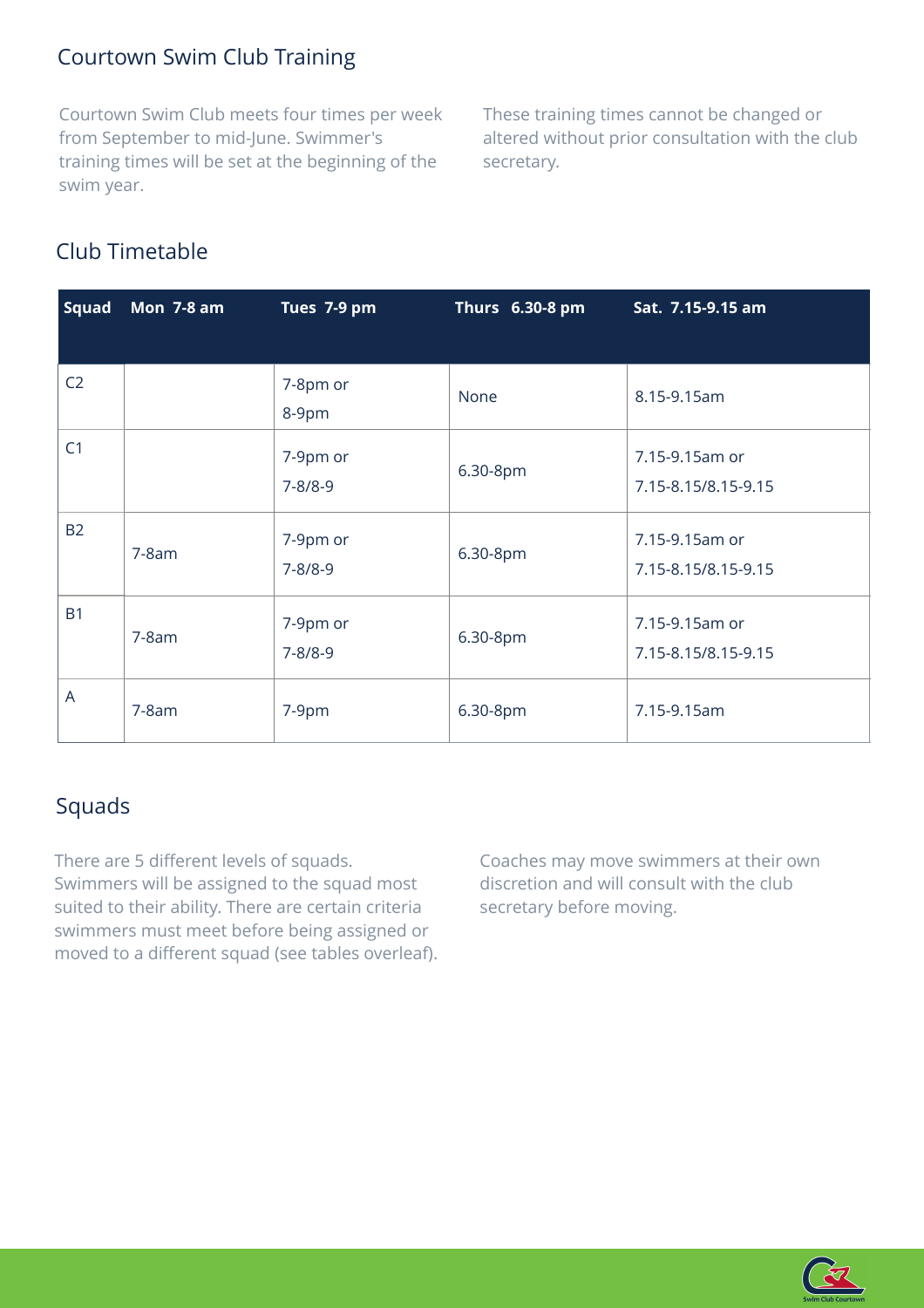## Courtown Swim Club Training

Courtown Swim Club meets four times per week from September to mid-June. Swimmer's training times will be set at the beginning of the swim year.

These training times cannot be changed or altered without prior consultation with the club secretary.

## Club Timetable

| Squad | Mon 7-8 am | Tues 7-9 pm | Thurs 6.30-8 pm | Sat. 7.15-9.15 am |
|---|---|---|---|---|
| C2 | | 7-8pm or 8-9pm | None | 8.15-9.15am |
| C1 | | 7-9pm or 7-8/8-9 | 6.30-8pm | 7.15-9.15am or 7.15-8.15/8.15-9.15 |
| B2 | 7-8am | 7-9pm or 7-8/8-9 | 6.30-8pm | 7.15-9.15am or 7.15-8.15/8.15-9.15 |
| B1 | 7-8am | 7-9pm or 7-8/8-9 | 6.30-8pm | 7.15-9.15am or 7.15-8.15/8.15-9.15 |
| A | 7-8am | 7-9pm | 6.30-8pm | 7.15-9.15am |

## Squads

There are 5 different levels of squads. Swimmers will be assigned to the squad most suited to their ability. There are certain criteria swimmers must meet before being assigned or moved to a different squad (see tables overleaf).

Coaches may move swimmers at their own discretion and will consult with the club secretary before moving.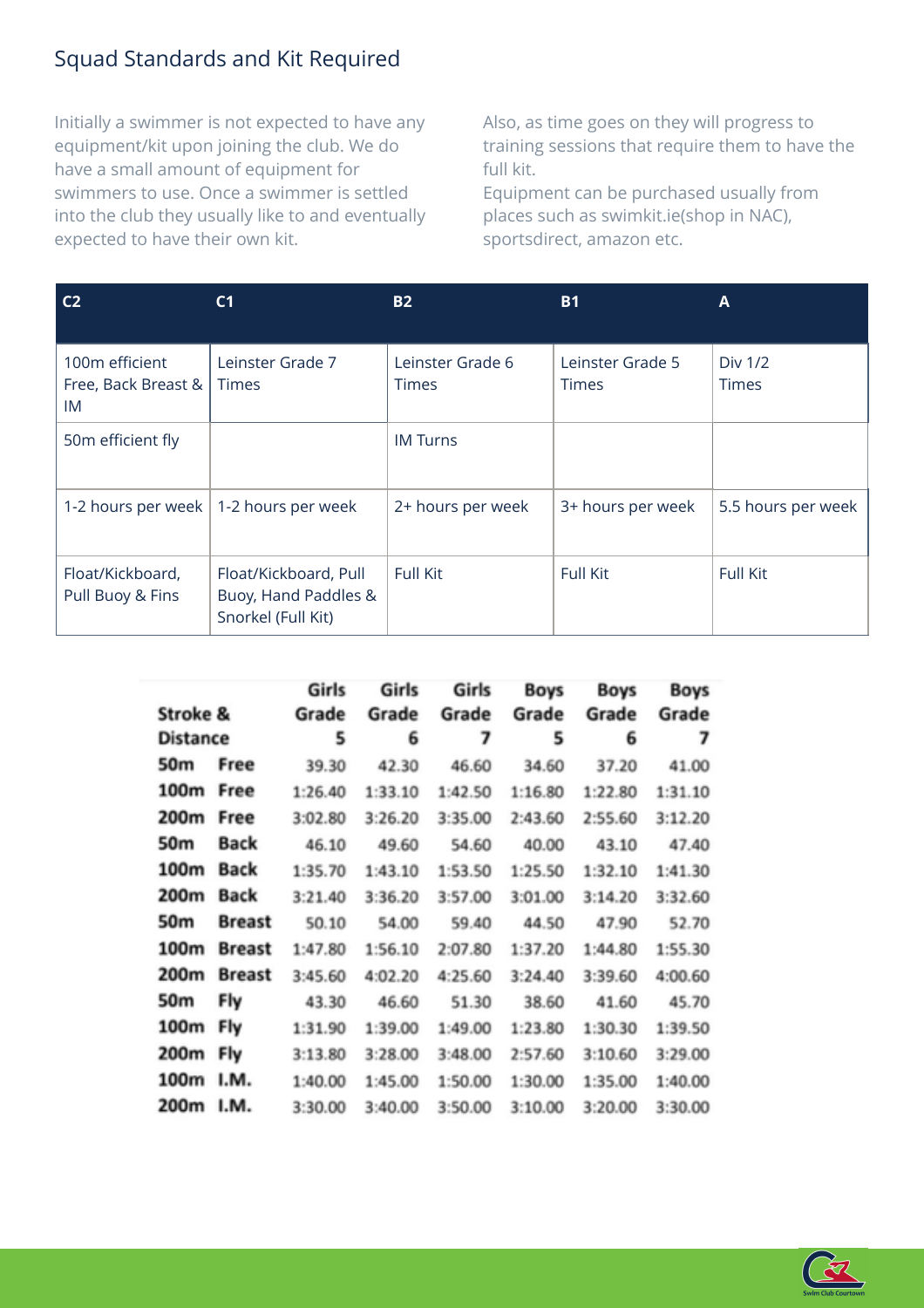## Squad Standards and Kit Required

Initially a swimmer is not expected to have any equipment/kit upon joining the club. We do have a small amount of equipment for swimmers to use. Once a swimmer is settled into the club they usually like to and eventually expected to have their own kit.

Also, as time goes on they will progress to training sessions that require them to have the full kit.
Equipment can be purchased usually from places such as swimkit.ie(shop in NAC), sportsdirect, amazon etc.

| C2 | C1 | B2 | B1 | A |
|---|---|---|---|---|
| 100m efficient Free, Back Breast & IM | Leinster Grade 7 Times | Leinster Grade 6 Times | Leinster Grade 5 Times | Div 1/2 Times |
| 50m efficient fly | | IM Turns | | |
| 1-2 hours per week | 1-2 hours per week | 2+ hours per week | 3+ hours per week | 5.5 hours per week |
| Float/Kickboard, Pull Buoy & Fins | Float/Kickboard, Pull Buoy, Hand Paddles & Snorkel (Full Kit) | Full Kit | Full Kit | Full Kit |

| Stroke & Distance | | Girls Grade 5 | Girls Grade 6 | Girls Grade 7 | Boys Grade 5 | Boys Grade 6 | Boys Grade 7 |
|---|---|---|---|---|---|---|---|
| 50m | Free | 39.30 | 42.30 | 46.60 | 34.60 | 37.20 | 41.00 |
| 100m | Free | 1:26.40 | 1:33.10 | 1:42.50 | 1:16.80 | 1:22.80 | 1:31.10 |
| 200m | Free | 3:02.80 | 3:26.20 | 3:35.00 | 2:43.60 | 2:55.60 | 3:12.20 |
| 50m | Back | 46.10 | 49.60 | 54.60 | 40.00 | 43.10 | 47.40 |
| 100m | Back | 1:35.70 | 1:43.10 | 1:53.50 | 1:25.50 | 1:32.10 | 1:41.30 |
| 200m | Back | 3:21.40 | 3:36.20 | 3:57.00 | 3:01.00 | 3:14.20 | 3:32.60 |
| 50m | Breast | 50.10 | 54.00 | 59.40 | 44.50 | 47.90 | 52.70 |
| 100m | Breast | 1:47.80 | 1:56.10 | 2:07.80 | 1:37.20 | 1:44.80 | 1:55.30 |
| 200m | Breast | 3:45.60 | 4:02.20 | 4:25.60 | 3:24.40 | 3:39.60 | 4:00.60 |
| 50m | Fly | 43.30 | 46.60 | 51.30 | 38.60 | 41.60 | 45.70 |
| 100m | Fly | 1:31.90 | 1:39.00 | 1:49.00 | 1:23.80 | 1:30.30 | 1:39.50 |
| 200m | Fly | 3:13.80 | 3:28.00 | 3:48.00 | 2:57.60 | 3:10.60 | 3:29.00 |
| 100m | I.M. | 1:40.00 | 1:45.00 | 1:50.00 | 1:30.00 | 1:35.00 | 1:40.00 |
| 200m | I.M. | 3:30.00 | 3:40.00 | 3:50.00 | 3:10.00 | 3:20.00 | 3:30.00 |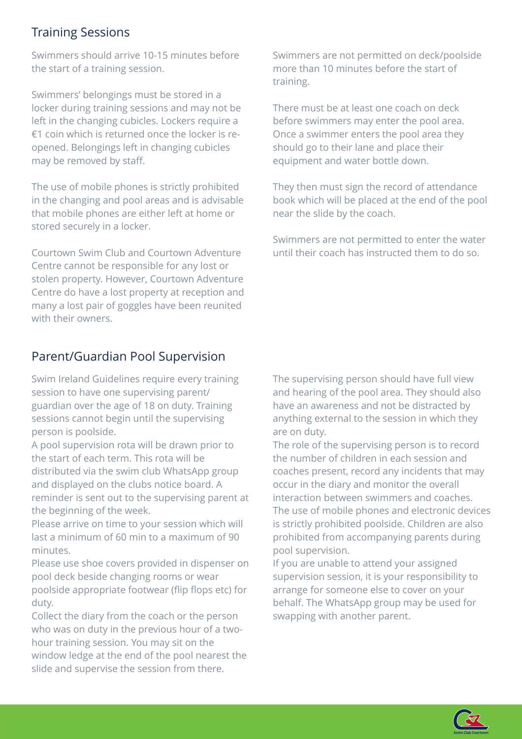## Training Sessions

Swimmers should arrive 10-15 minutes before the start of a training session.

Swimmers' belongings must be stored in a locker during training sessions and may not be left in the changing cubicles. Lockers require a €1 coin which is returned once the locker is re-opened. Belongings left in changing cubicles may be removed by staff.

The use of mobile phones is strictly prohibited in the changing and pool areas and is advisable that mobile phones are either left at home or stored securely in a locker.

Courtown Swim Club and Courtown Adventure Centre cannot be responsible for any lost or stolen property. However, Courtown Adventure Centre do have a lost property at reception and many a lost pair of goggles have been reunited with their owners.

Swimmers are not permitted on deck/poolside more than 10 minutes before the start of training.

There must be at least one coach on deck before swimmers may enter the pool area. Once a swimmer enters the pool area they should go to their lane and place their equipment and water bottle down.

They then must sign the record of attendance book which will be placed at the end of the pool near the slide by the coach.

Swimmers are not permitted to enter the water until their coach has instructed them to do so.

## Parent/Guardian Pool Supervision

Swim Ireland Guidelines require every training session to have one supervising parent/guardian over the age of 18 on duty. Training sessions cannot begin until the supervising person is poolside.

A pool supervision rota will be drawn prior to the start of each term. This rota will be distributed via the swim club WhatsApp group and displayed on the clubs notice board. A reminder is sent out to the supervising parent at the beginning of the week.

Please arrive on time to your session which will last a minimum of 60 min to a maximum of 90 minutes.

Please use shoe covers provided in dispenser on pool deck beside changing rooms or wear poolside appropriate footwear (flip flops etc) for duty.

Collect the diary from the coach or the person who was on duty in the previous hour of a two-hour training session. You may sit on the window ledge at the end of the pool nearest the slide and supervise the session from there.

The supervising person should have full view and hearing of the pool area. They should also have an awareness and not be distracted by anything external to the session in which they are on duty.

The role of the supervising person is to record the number of children in each session and coaches present, record any incidents that may occur in the diary and monitor the overall interaction between swimmers and coaches.

The use of mobile phones and electronic devices is strictly prohibited poolside. Children are also prohibited from accompanying parents during pool supervision.

If you are unable to attend your assigned supervision session, it is your responsibility to arrange for someone else to cover on your behalf. The WhatsApp group may be used for swapping with another parent.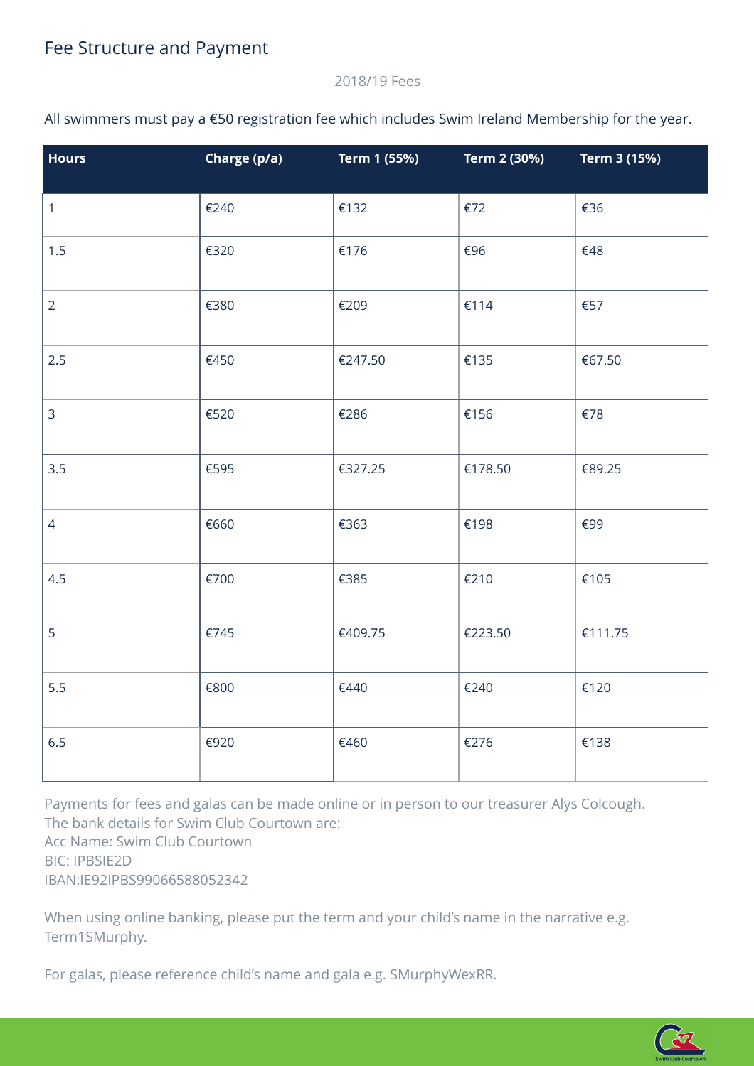# Fee Structure and Payment

2018/19 Fees

All swimmers must pay a €50 registration fee which includes Swim Ireland Membership for the year.

| Hours | Charge (p/a) | Term 1 (55%) | Term 2 (30%) | Term 3 (15%) |
|---|---|---|---|---|
| 1 | €240 | €132 | €72 | €36 |
| 1.5 | €320 | €176 | €96 | €48 |
| 2 | €380 | €209 | €114 | €57 |
| 2.5 | €450 | €247.50 | €135 | €67.50 |
| 3 | €520 | €286 | €156 | €78 |
| 3.5 | €595 | €327.25 | €178.50 | €89.25 |
| 4 | €660 | €363 | €198 | €99 |
| 4.5 | €700 | €385 | €210 | €105 |
| 5 | €745 | €409.75 | €223.50 | €111.75 |
| 5.5 | €800 | €440 | €240 | €120 |
| 6.5 | €920 | €460 | €276 | €138 |

Payments for fees and galas can be made online or in person to our treasurer Alys Colcough.
The bank details for Swim Club Courtown are:
Acc Name: Swim Club Courtown
BIC: IPBSIE2D
IBAN:IE92IPBS99066588052342

When using online banking, please put the term and your child's name in the narrative e.g. Term1SMurphy.

For galas, please reference child's name and gala e.g. SMurphyWexRR.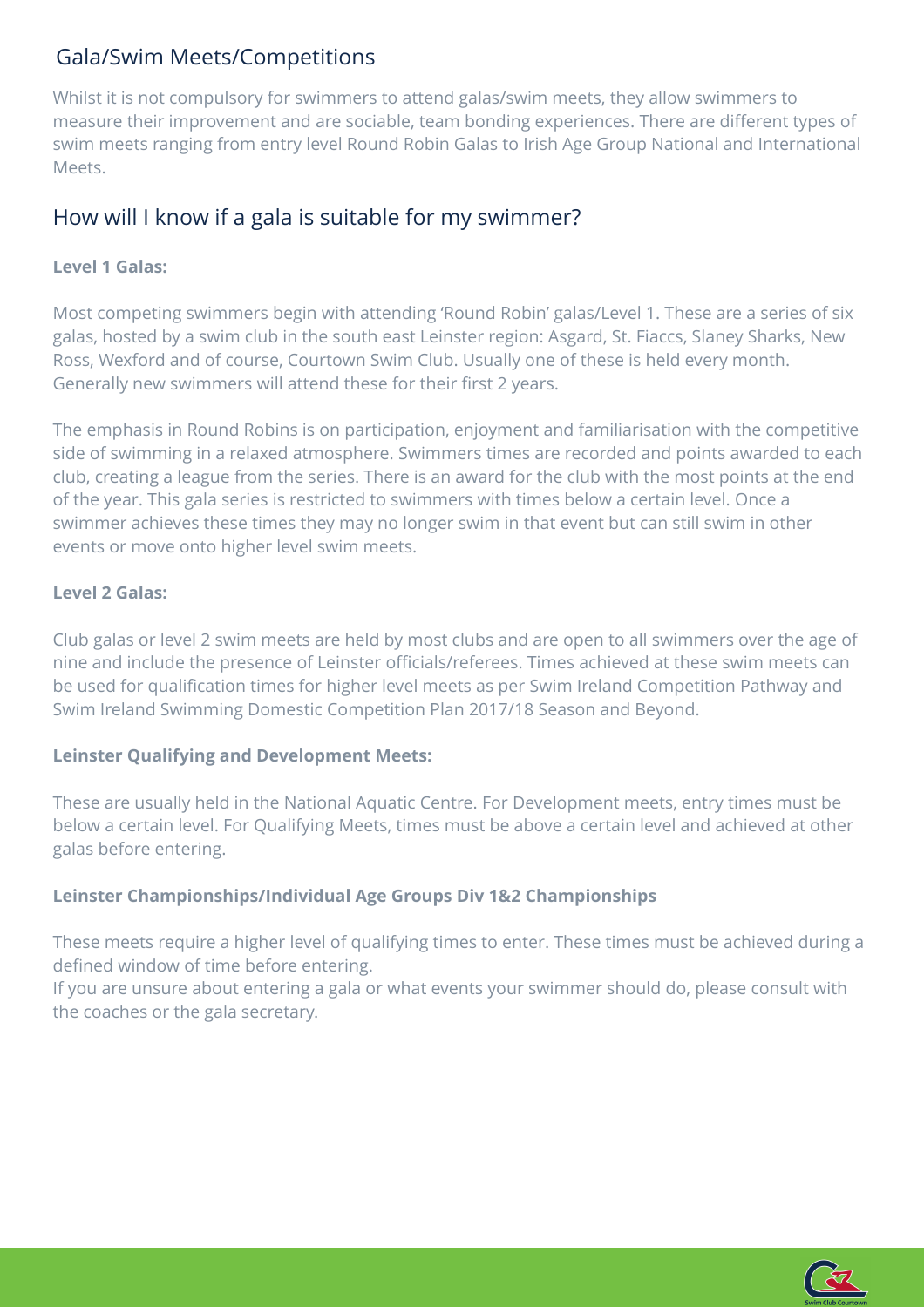## Gala/Swim Meets/Competitions

Whilst it is not compulsory for swimmers to attend galas/swim meets, they allow swimmers to measure their improvement and are sociable, team bonding experiences. There are different types of swim meets ranging from entry level Round Robin Galas to Irish Age Group National and International Meets.

## How will I know if a gala is suitable for my swimmer?

**Level 1 Galas:**

Most competing swimmers begin with attending 'Round Robin' galas/Level 1. These are a series of six galas, hosted by a swim club in the south east Leinster region: Asgard, St. Fiaccs, Slaney Sharks, New Ross, Wexford and of course, Courtown Swim Club. Usually one of these is held every month. Generally new swimmers will attend these for their first 2 years.

The emphasis in Round Robins is on participation, enjoyment and familiarisation with the competitive side of swimming in a relaxed atmosphere. Swimmers times are recorded and points awarded to each club, creating a league from the series. There is an award for the club with the most points at the end of the year. This gala series is restricted to swimmers with times below a certain level. Once a swimmer achieves these times they may no longer swim in that event but can still swim in other events or move onto higher level swim meets.

**Level 2 Galas:**

Club galas or level 2 swim meets are held by most clubs and are open to all swimmers over the age of nine and include the presence of Leinster officials/referees. Times achieved at these swim meets can be used for qualification times for higher level meets as per Swim Ireland Competition Pathway and Swim Ireland Swimming Domestic Competition Plan 2017/18 Season and Beyond.

**Leinster Qualifying and Development Meets:**

These are usually held in the National Aquatic Centre. For Development meets, entry times must be below a certain level. For Qualifying Meets, times must be above a certain level and achieved at other galas before entering.

**Leinster Championships/Individual Age Groups Div 1&2 Championships**

These meets require a higher level of qualifying times to enter. These times must be achieved during a defined window of time before entering.
If you are unsure about entering a gala or what events your swimmer should do, please consult with the coaches or the gala secretary.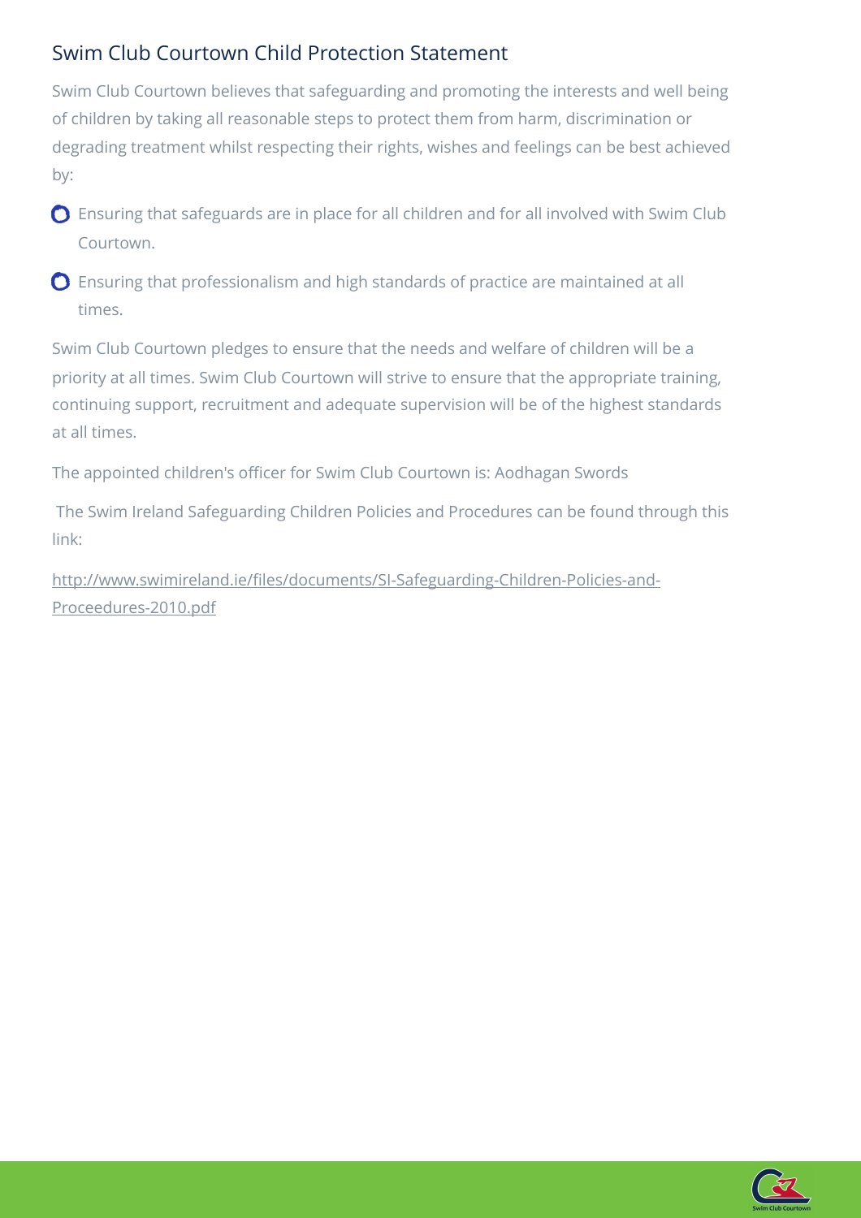## Swim Club Courtown Child Protection Statement

Swim Club Courtown believes that safeguarding and promoting the interests and well being of children by taking all reasonable steps to protect them from harm, discrimination or degrading treatment whilst respecting their rights, wishes and feelings can be best achieved by:

- Ensuring that safeguards are in place for all children and for all involved with Swim Club Courtown.
- Ensuring that professionalism and high standards of practice are maintained at all times.

Swim Club Courtown pledges to ensure that the needs and welfare of children will be a priority at all times. Swim Club Courtown will strive to ensure that the appropriate training, continuing support, recruitment and adequate supervision will be of the highest standards at all times.

The appointed children's officer for Swim Club Courtown is: Aodhagan Swords

The Swim Ireland Safeguarding Children Policies and Procedures can be found through this link:

http://www.swimireland.ie/files/documents/SI-Safeguarding-Children-Policies-and-Proceedures-2010.pdf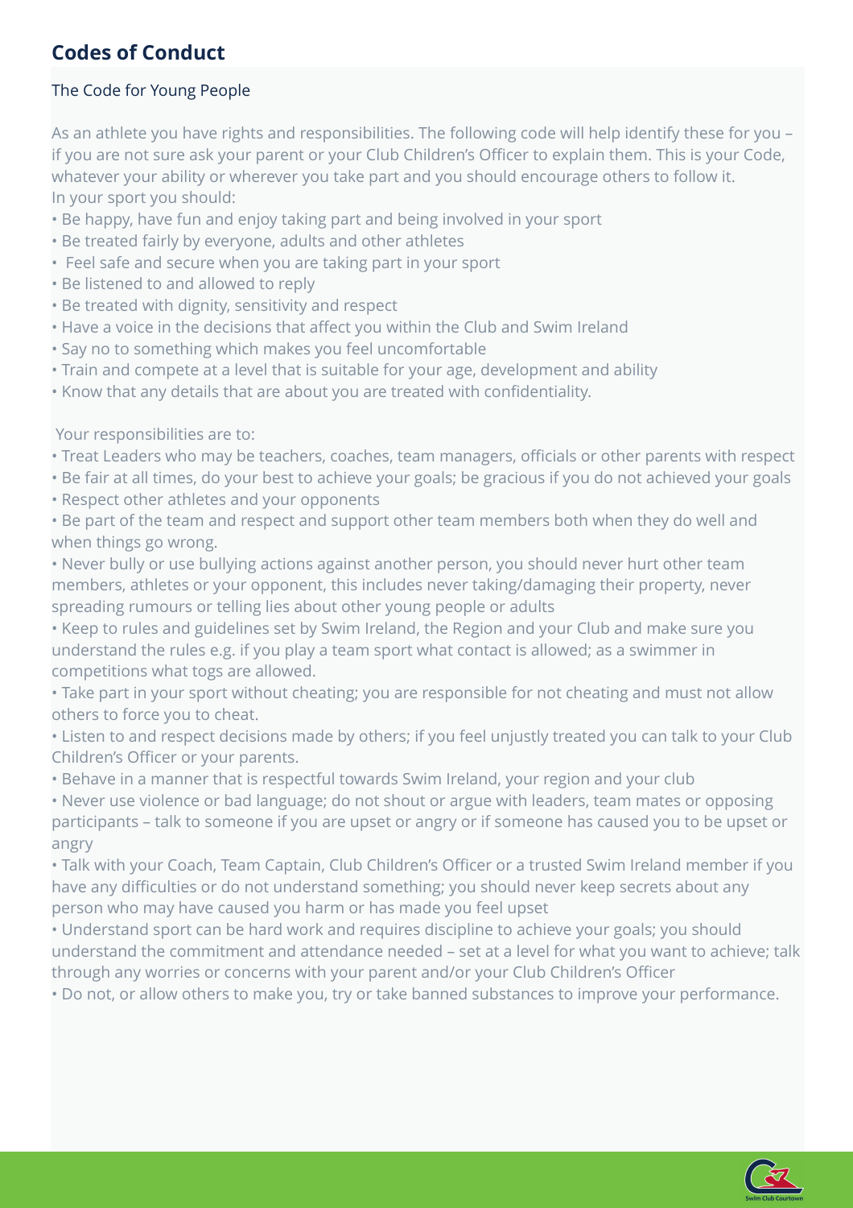## Codes of Conduct

### The Code for Young People

As an athlete you have rights and responsibilities. The following code will help identify these for you – if you are not sure ask your parent or your Club Children's Officer to explain them. This is your Code, whatever your ability or wherever you take part and you should encourage others to follow it.
In your sport you should:

- Be happy, have fun and enjoy taking part and being involved in your sport
- Be treated fairly by everyone, adults and other athletes
- Feel safe and secure when you are taking part in your sport
- Be listened to and allowed to reply
- Be treated with dignity, sensitivity and respect
- Have a voice in the decisions that affect you within the Club and Swim Ireland
- Say no to something which makes you feel uncomfortable
- Train and compete at a level that is suitable for your age, development and ability
- Know that any details that are about you are treated with confidentiality.

Your responsibilities are to:

- Treat Leaders who may be teachers, coaches, team managers, officials or other parents with respect
- Be fair at all times, do your best to achieve your goals; be gracious if you do not achieved your goals
- Respect other athletes and your opponents
- Be part of the team and respect and support other team members both when they do well and when things go wrong.
- Never bully or use bullying actions against another person, you should never hurt other team members, athletes or your opponent, this includes never taking/damaging their property, never spreading rumours or telling lies about other young people or adults
- Keep to rules and guidelines set by Swim Ireland, the Region and your Club and make sure you understand the rules e.g. if you play a team sport what contact is allowed; as a swimmer in competitions what togs are allowed.
- Take part in your sport without cheating; you are responsible for not cheating and must not allow others to force you to cheat.
- Listen to and respect decisions made by others; if you feel unjustly treated you can talk to your Club Children's Officer or your parents.
- Behave in a manner that is respectful towards Swim Ireland, your region and your club
- Never use violence or bad language; do not shout or argue with leaders, team mates or opposing participants – talk to someone if you are upset or angry or if someone has caused you to be upset or angry
- Talk with your Coach, Team Captain, Club Children's Officer or a trusted Swim Ireland member if you have any difficulties or do not understand something; you should never keep secrets about any person who may have caused you harm or has made you feel upset
- Understand sport can be hard work and requires discipline to achieve your goals; you should understand the commitment and attendance needed – set at a level for what you want to achieve; talk through any worries or concerns with your parent and/or your Club Children's Officer
- Do not, or allow others to make you, try or take banned substances to improve your performance.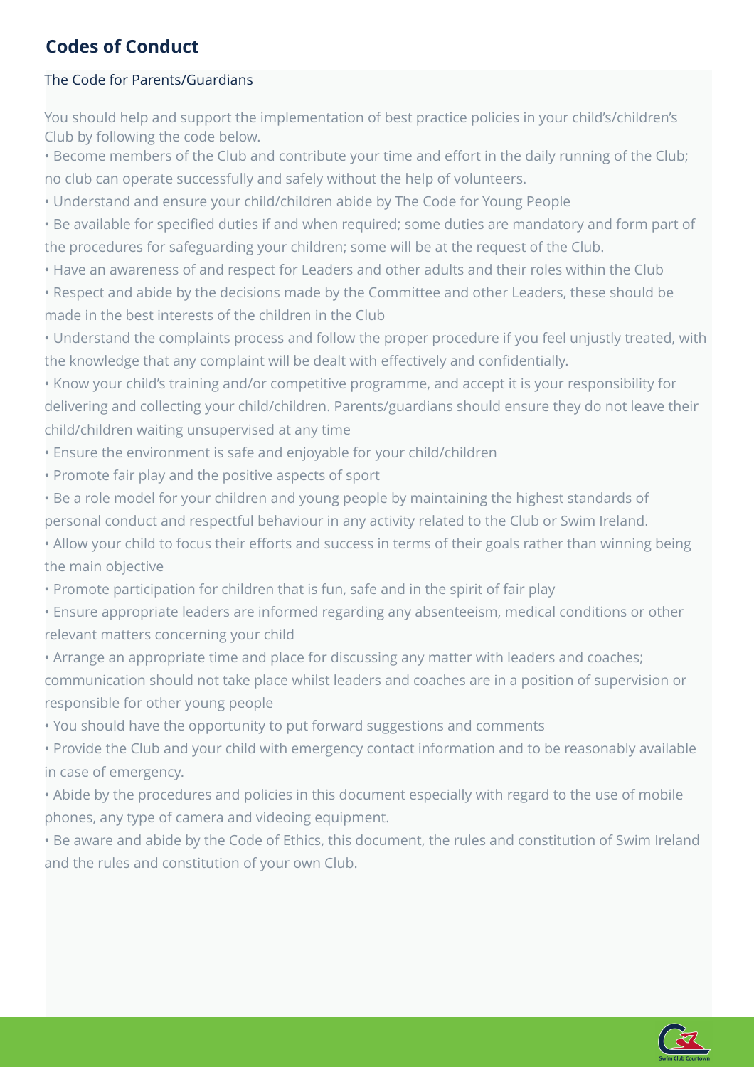## Codes of Conduct

### The Code for Parents/Guardians

You should help and support the implementation of best practice policies in your child's/children's Club by following the code below.

- Become members of the Club and contribute your time and effort in the daily running of the Club; no club can operate successfully and safely without the help of volunteers.
- Understand and ensure your child/children abide by The Code for Young People
- Be available for specified duties if and when required; some duties are mandatory and form part of the procedures for safeguarding your children; some will be at the request of the Club.
- Have an awareness of and respect for Leaders and other adults and their roles within the Club
- Respect and abide by the decisions made by the Committee and other Leaders, these should be made in the best interests of the children in the Club
- Understand the complaints process and follow the proper procedure if you feel unjustly treated, with the knowledge that any complaint will be dealt with effectively and confidentially.
- Know your child's training and/or competitive programme, and accept it is your responsibility for delivering and collecting your child/children. Parents/guardians should ensure they do not leave their child/children waiting unsupervised at any time
- Ensure the environment is safe and enjoyable for your child/children
- Promote fair play and the positive aspects of sport
- Be a role model for your children and young people by maintaining the highest standards of personal conduct and respectful behaviour in any activity related to the Club or Swim Ireland.
- Allow your child to focus their efforts and success in terms of their goals rather than winning being the main objective
- Promote participation for children that is fun, safe and in the spirit of fair play
- Ensure appropriate leaders are informed regarding any absenteeism, medical conditions or other relevant matters concerning your child
- Arrange an appropriate time and place for discussing any matter with leaders and coaches; communication should not take place whilst leaders and coaches are in a position of supervision or responsible for other young people
- You should have the opportunity to put forward suggestions and comments
- Provide the Club and your child with emergency contact information and to be reasonably available in case of emergency.
- Abide by the procedures and policies in this document especially with regard to the use of mobile phones, any type of camera and videoing equipment.
- Be aware and abide by the Code of Ethics, this document, the rules and constitution of Swim Ireland and the rules and constitution of your own Club.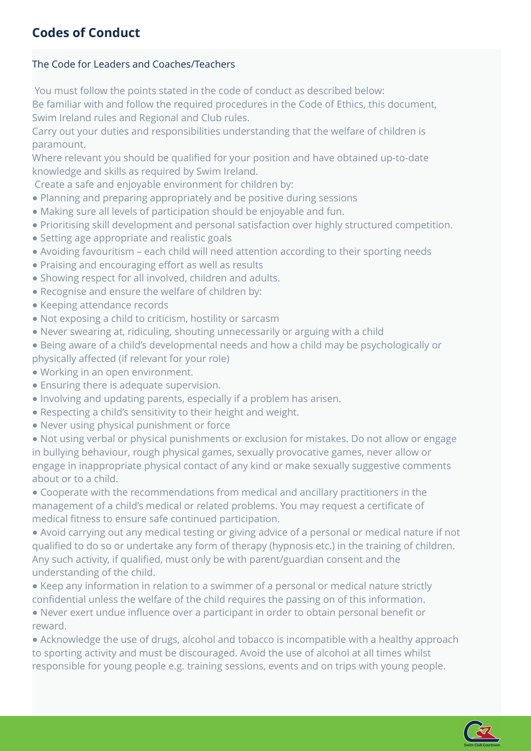## Codes of Conduct

The Code for Leaders and Coaches/Teachers

You must follow the points stated in the code of conduct as described below:
Be familiar with and follow the required procedures in the Code of Ethics, this document, Swim Ireland rules and Regional and Club rules.
Carry out your duties and responsibilities understanding that the welfare of children is paramount.
Where relevant you should be qualified for your position and have obtained up-to-date knowledge and skills as required by Swim Ireland.
Create a safe and enjoyable environment for children by:

- Planning and preparing appropriately and be positive during sessions
- Making sure all levels of participation should be enjoyable and fun.
- Prioritising skill development and personal satisfaction over highly structured competition.
- Setting age appropriate and realistic goals
- Avoiding favouritism – each child will need attention according to their sporting needs
- Praising and encouraging effort as well as results
- Showing respect for all involved, children and adults.
- Recognise and ensure the welfare of children by:
- Keeping attendance records
- Not exposing a child to criticism, hostility or sarcasm
- Never swearing at, ridiculing, shouting unnecessarily or arguing with a child
- Being aware of a child's developmental needs and how a child may be psychologically or physically affected (if relevant for your role)
- Working in an open environment.
- Ensuring there is adequate supervision.
- Involving and updating parents, especially if a problem has arisen.
- Respecting a child's sensitivity to their height and weight.
- Never using physical punishment or force
- Not using verbal or physical punishments or exclusion for mistakes. Do not allow or engage in bullying behaviour, rough physical games, sexually provocative games, never allow or engage in inappropriate physical contact of any kind or make sexually suggestive comments about or to a child.
- Cooperate with the recommendations from medical and ancillary practitioners in the management of a child's medical or related problems. You may request a certificate of medical fitness to ensure safe continued participation.
- Avoid carrying out any medical testing or giving advice of a personal or medical nature if not qualified to do so or undertake any form of therapy (hypnosis etc.) in the training of children. Any such activity, if qualified, must only be with parent/guardian consent and the understanding of the child.
- Keep any information in relation to a swimmer of a personal or medical nature strictly confidential unless the welfare of the child requires the passing on of this information.
- Never exert undue influence over a participant in order to obtain personal benefit or reward.
- Acknowledge the use of drugs, alcohol and tobacco is incompatible with a healthy approach to sporting activity and must be discouraged. Avoid the use of alcohol at all times whilst responsible for young people e.g. training sessions, events and on trips with young people.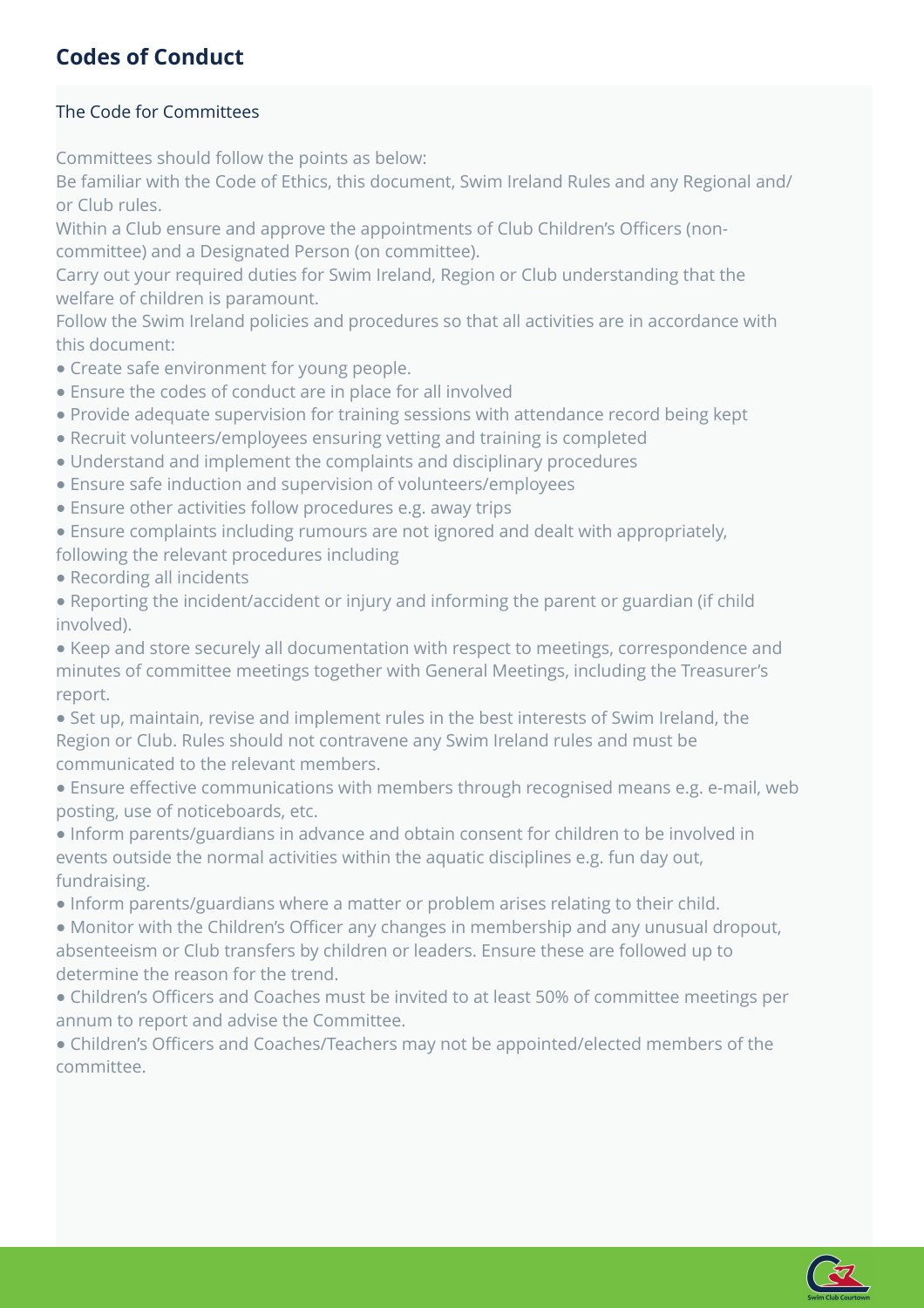## Codes of Conduct

### The Code for Committees

Committees should follow the points as below:

Be familiar with the Code of Ethics, this document, Swim Ireland Rules and any Regional and/or Club rules.

Within a Club ensure and approve the appointments of Club Children's Officers (non-committee) and a Designated Person (on committee).

Carry out your required duties for Swim Ireland, Region or Club understanding that the welfare of children is paramount.

Follow the Swim Ireland policies and procedures so that all activities are in accordance with this document:

- Create safe environment for young people.
- Ensure the codes of conduct are in place for all involved
- Provide adequate supervision for training sessions with attendance record being kept
- Recruit volunteers/employees ensuring vetting and training is completed
- Understand and implement the complaints and disciplinary procedures
- Ensure safe induction and supervision of volunteers/employees
- Ensure other activities follow procedures e.g. away trips
- Ensure complaints including rumours are not ignored and dealt with appropriately, following the relevant procedures including
- Recording all incidents
- Reporting the incident/accident or injury and informing the parent or guardian (if child involved).
- Keep and store securely all documentation with respect to meetings, correspondence and minutes of committee meetings together with General Meetings, including the Treasurer's report.
- Set up, maintain, revise and implement rules in the best interests of Swim Ireland, the Region or Club. Rules should not contravene any Swim Ireland rules and must be communicated to the relevant members.
- Ensure effective communications with members through recognised means e.g. e-mail, web posting, use of noticeboards, etc.
- Inform parents/guardians in advance and obtain consent for children to be involved in events outside the normal activities within the aquatic disciplines e.g. fun day out, fundraising.
- Inform parents/guardians where a matter or problem arises relating to their child.
- Monitor with the Children's Officer any changes in membership and any unusual dropout, absenteeism or Club transfers by children or leaders. Ensure these are followed up to determine the reason for the trend.
- Children's Officers and Coaches must be invited to at least 50% of committee meetings per annum to report and advise the Committee.
- Children's Officers and Coaches/Teachers may not be appointed/elected members of the committee.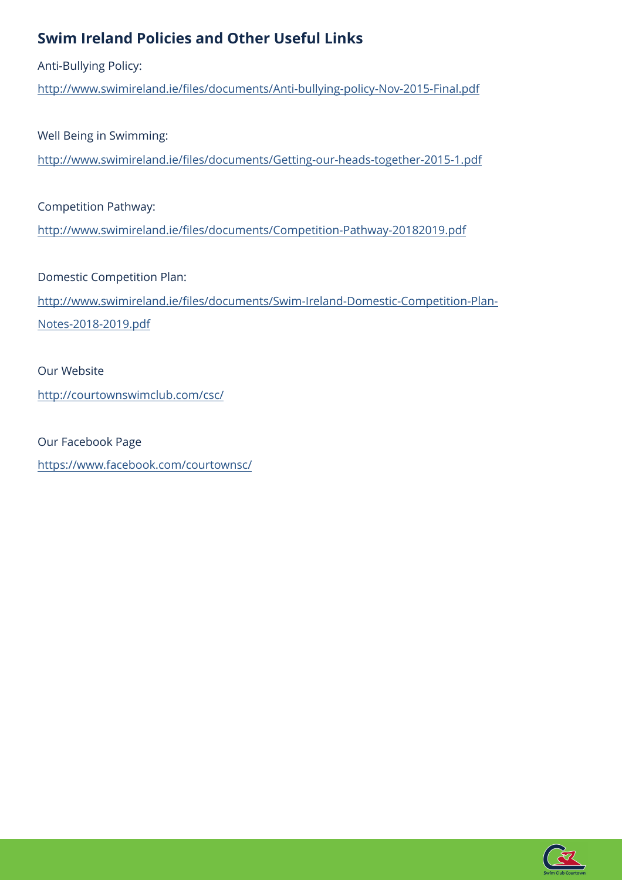## Swim Ireland Policies and Other Useful Links

Anti-Bullying Policy:

http://www.swimireland.ie/files/documents/Anti-bullying-policy-Nov-2015-Final.pdf

Well Being in Swimming:

http://www.swimireland.ie/files/documents/Getting-our-heads-together-2015-1.pdf

Competition Pathway:

http://www.swimireland.ie/files/documents/Competition-Pathway-20182019.pdf

Domestic Competition Plan:

http://www.swimireland.ie/files/documents/Swim-Ireland-Domestic-Competition-Plan-Notes-2018-2019.pdf

Our Website

http://courtownswimclub.com/csc/

Our Facebook Page

https://www.facebook.com/courtownsc/